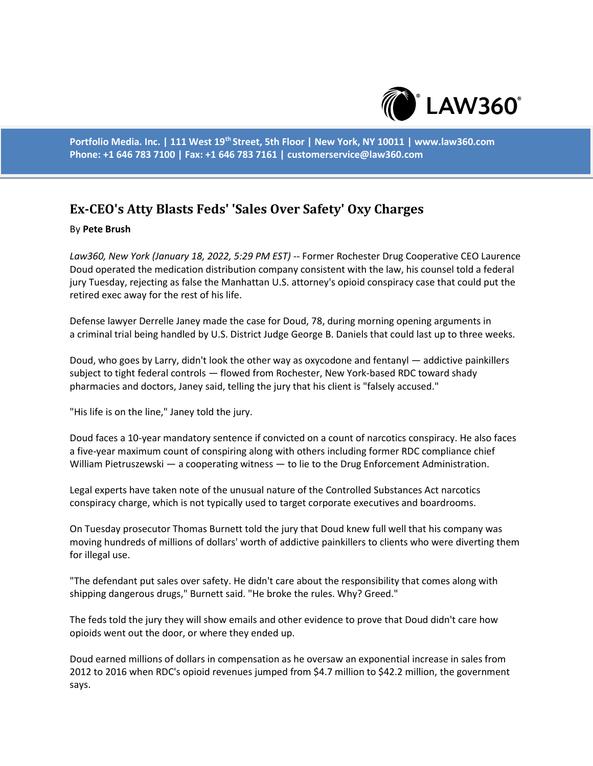# Ex-CEO's Atty Blasts Feds' 'Sales Over Safety' Oxy Charges

By **Pete Brush**

*Law360, New York (January 18, 2022, 5:29 PM EST)* -- Former Rochester Drug Cooperative CEO Laurence Doud operated the medication distribution company consistent with the law, his counsel told a federal jury Tuesday, rejecting as false the Manhattan U.S. attorney's opioid conspiracy case that could put the retired exec away for the rest of his life.

Defense lawyer Derrelle Janey made the case for Doud, 78, during morning opening arguments in a criminal trial being handled by U.S. District Judge George B. Daniels that could last up to three weeks.

Doud, who goes by Larry, didn't look the other way as oxycodone and fentanyl — addictive painkillers subject to tight federal controls — flowed from Rochester, New York-based RDC toward shady pharmacies and doctors, Janey said, telling the jury that his client is "falsely accused."

"His life is on the line," Janey told the jury.

Doud faces a 10-year mandatory sentence if convicted on a count of narcotics conspiracy. He also faces a five-year maximum count of conspiring along with others including former RDC compliance chief William Pietruszewski — a cooperating witness — to lie to the Drug Enforcement Administration.

Legal experts have taken note of the unusual nature of the Controlled Substances Act narcotics conspiracy charge, which is not typically used to target corporate executives and boardrooms.

On Tuesday prosecutor Thomas Burnett told the jury that Doud knew full well that his company was moving hundreds of millions of dollars' worth of addictive painkillers to clients who were diverting them for illegal use.

"The defendant put sales over safety. He didn't care about the responsibility that comes along with shipping dangerous drugs," Burnett said. "He broke the rules. Why? Greed."

The feds told the jury they will show emails and other evidence to prove that Doud didn't care how opioids went out the door, or where they ended up.

Doud earned millions of dollars in compensation as he oversaw an exponential increase in sales from 2012 to 2016 when RDC's opioid revenues jumped from $4.7 million to $42.2 million, the government says.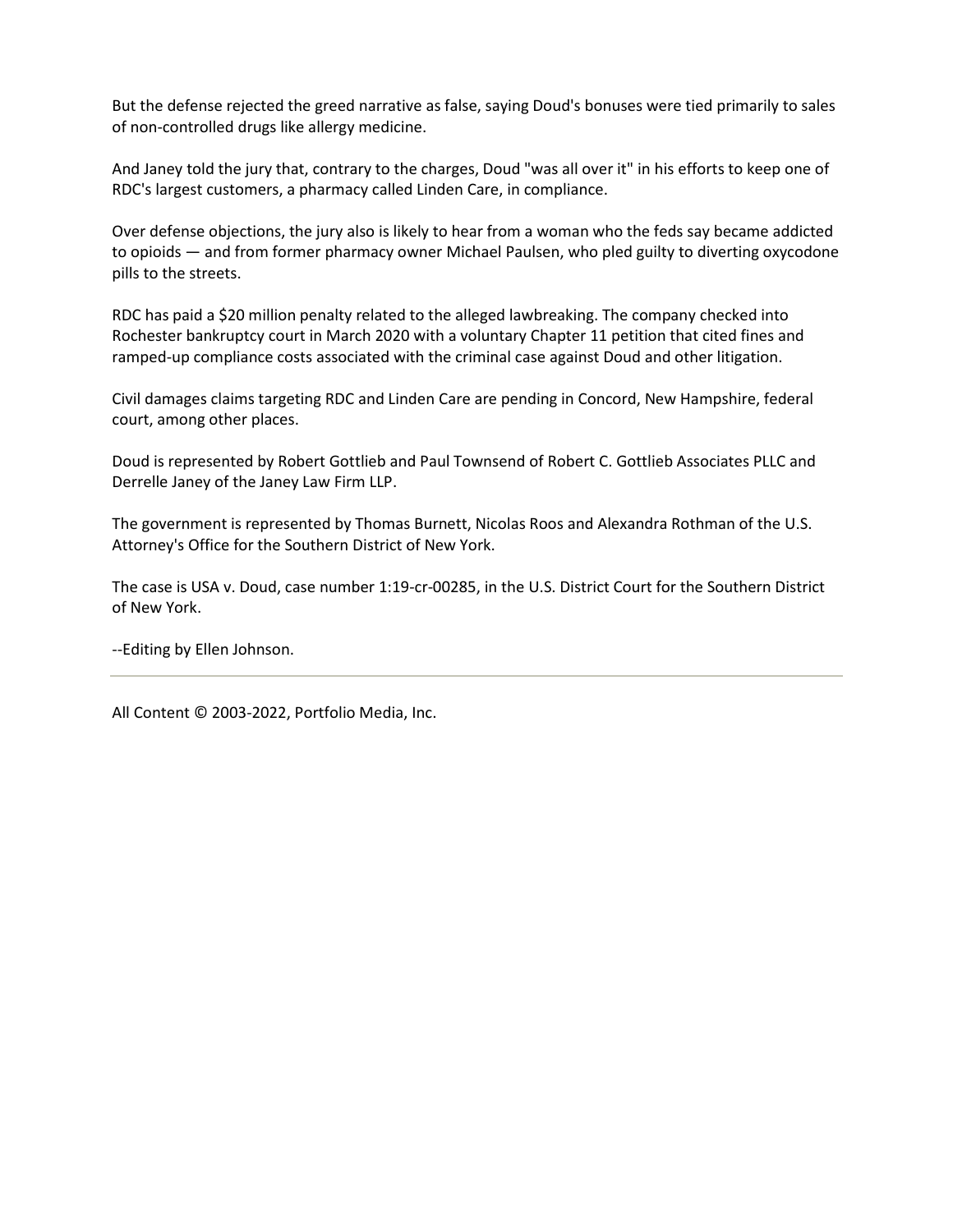But the defense rejected the greed narrative as false, saying Doud's bonuses were tied primarily to sales of non-controlled drugs like allergy medicine.

And Janey told the jury that, contrary to the charges, Doud "was all over it" in his efforts to keep one of RDC's largest customers, a pharmacy called Linden Care, in compliance.

Over defense objections, the jury also is likely to hear from a woman who the feds say became addicted to opioids — and from former pharmacy owner Michael Paulsen, who pled guilty to diverting oxycodone pills to the streets.

RDC has paid a $20 million penalty related to the alleged lawbreaking. The company checked into Rochester bankruptcy court in March 2020 with a voluntary Chapter 11 petition that cited fines and ramped-up compliance costs associated with the criminal case against Doud and other litigation.

Civil damages claims targeting RDC and Linden Care are pending in Concord, New Hampshire, federal court, among other places.

Doud is represented by Robert Gottlieb and Paul Townsend of Robert C. Gottlieb Associates PLLC and Derrelle Janey of the Janey Law Firm LLP.

The government is represented by Thomas Burnett, Nicolas Roos and Alexandra Rothman of the U.S. Attorney's Office for the Southern District of New York.

The case is USA v. Doud, case number 1:19-cr-00285, in the U.S. District Court for the Southern District of New York.

--Editing by Ellen Johnson.

---

All Content © 2003-2022, Portfolio Media, Inc.